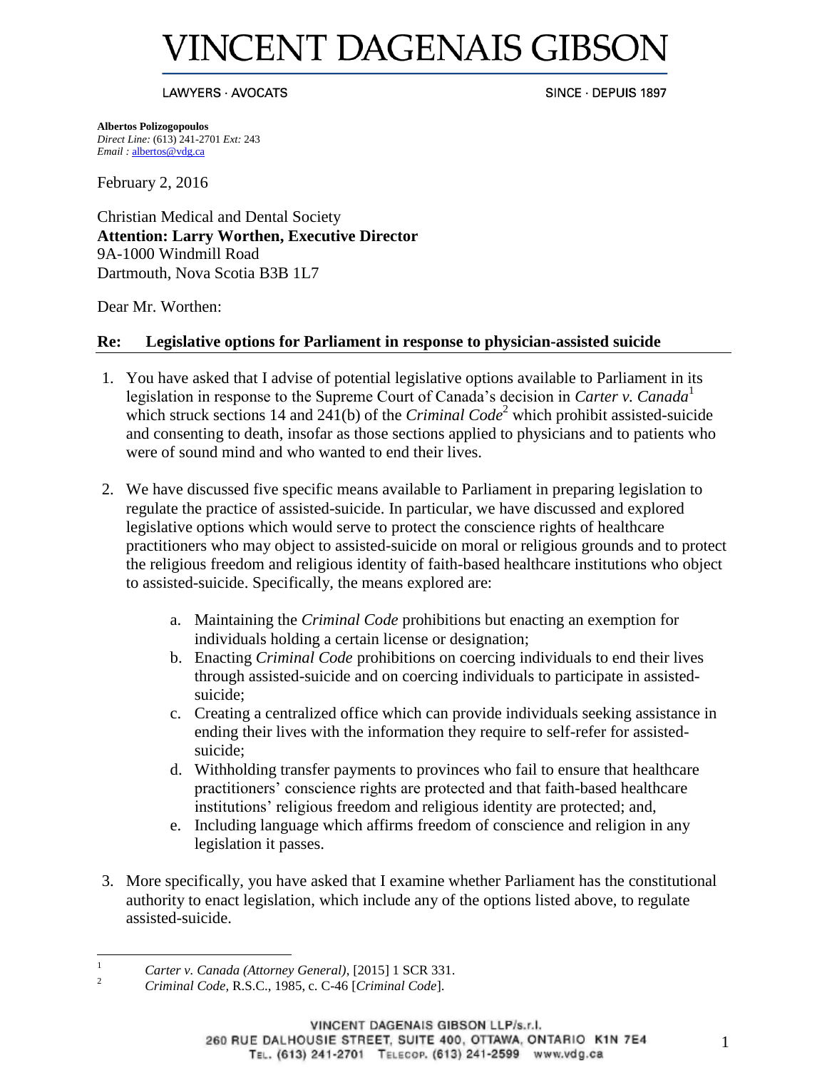# VINCENT DAGENAIS GIBSON

LAWYERS · AVOCATS SINCE · DEPUIS 1897

**Albertos Polizogopoulos**
*Direct Line:* (613) 241-2701 *Ext:* 243
*Email :* albertos@vdg.ca

February 2, 2016

Christian Medical and Dental Society
**Attention: Larry Worthen, Executive Director**
9A-1000 Windmill Road
Dartmouth, Nova Scotia B3B 1L7

Dear Mr. Worthen:

**Re: Legislative options for Parliament in response to physician-assisted suicide**

1. You have asked that I advise of potential legislative options available to Parliament in its legislation in response to the Supreme Court of Canada's decision in *Carter v. Canada*[1] which struck sections 14 and 241(b) of the *Criminal Code*[2] which prohibit assisted-suicide and consenting to death, insofar as those sections applied to physicians and to patients who were of sound mind and who wanted to end their lives.

2. We have discussed five specific means available to Parliament in preparing legislation to regulate the practice of assisted-suicide. In particular, we have discussed and explored legislative options which would serve to protect the conscience rights of healthcare practitioners who may object to assisted-suicide on moral or religious grounds and to protect the religious freedom and religious identity of faith-based healthcare institutions who object to assisted-suicide. Specifically, the means explored are:

   a. Maintaining the *Criminal Code* prohibitions but enacting an exemption for individuals holding a certain license or designation;
   b. Enacting *Criminal Code* prohibitions on coercing individuals to end their lives through assisted-suicide and on coercing individuals to participate in assisted-suicide;
   c. Creating a centralized office which can provide individuals seeking assistance in ending their lives with the information they require to self-refer for assisted-suicide;
   d. Withholding transfer payments to provinces who fail to ensure that healthcare practitioners' conscience rights are protected and that faith-based healthcare institutions' religious freedom and religious identity are protected; and,
   e. Including language which affirms freedom of conscience and religion in any legislation it passes.

3. More specifically, you have asked that I examine whether Parliament has the constitutional authority to enact legislation, which include any of the options listed above, to regulate assisted-suicide.

---

[1] *Carter v. Canada (Attorney General)*, [2015] 1 SCR 331.

[2] *Criminal Code*, R.S.C., 1985, c. C-46 [*Criminal Code*].

VINCENT DAGENAIS GIBSON LLP/s.r.l.
260 RUE DALHOUSIE STREET, SUITE 400, OTTAWA, ONTARIO K1N 7E4
TEL. (613) 241-2701 TELECOP. (613) 241-2599 www.vdg.ca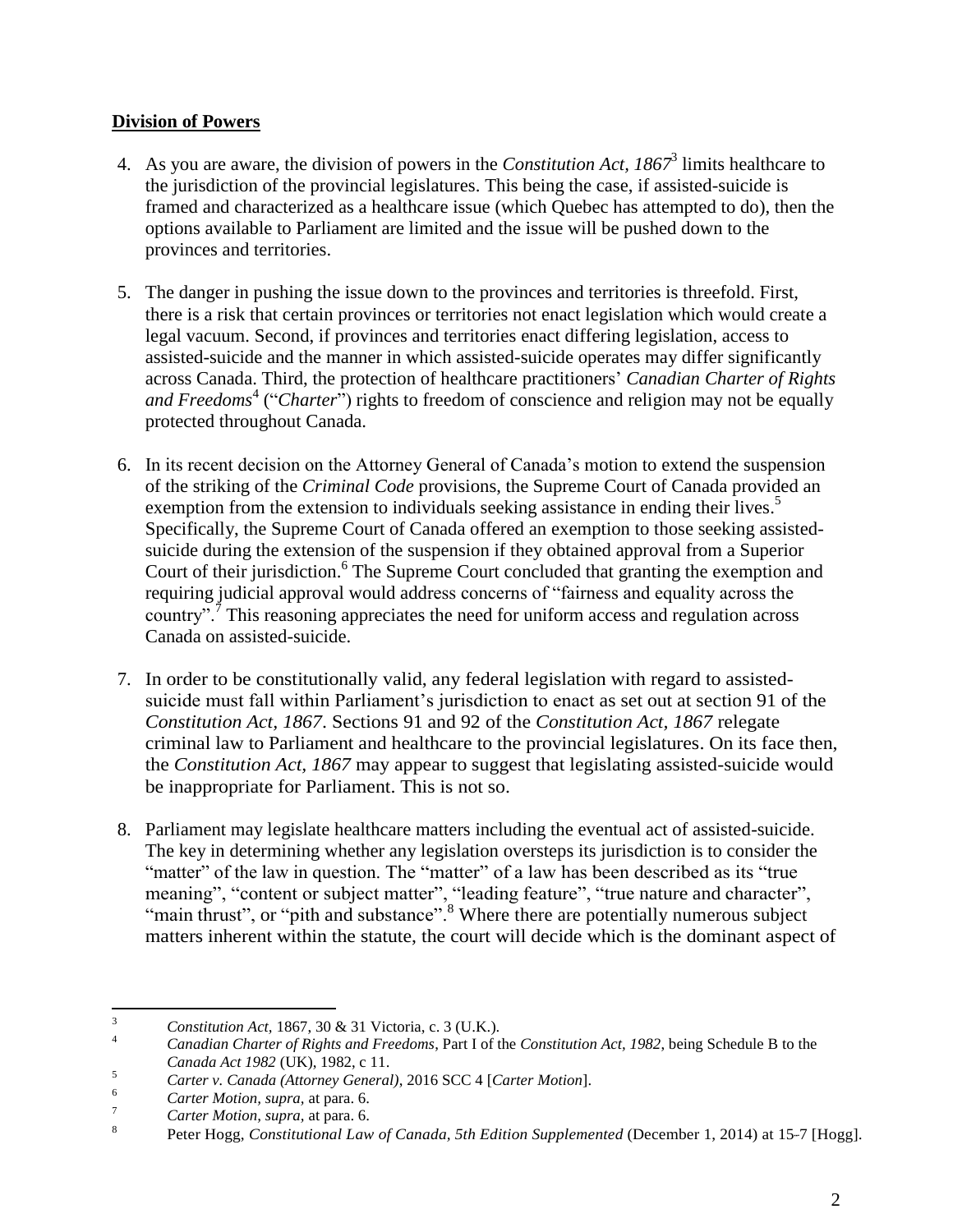## **Division of Powers**

4. As you are aware, the division of powers in the *Constitution Act, 1867*[3] limits healthcare to the jurisdiction of the provincial legislatures. This being the case, if assisted-suicide is framed and characterized as a healthcare issue (which Quebec has attempted to do), then the options available to Parliament are limited and the issue will be pushed down to the provinces and territories.

5. The danger in pushing the issue down to the provinces and territories is threefold. First, there is a risk that certain provinces or territories not enact legislation which would create a legal vacuum. Second, if provinces and territories enact differing legislation, access to assisted-suicide and the manner in which assisted-suicide operates may differ significantly across Canada. Third, the protection of healthcare practitioners' *Canadian Charter of Rights and Freedoms*[4] ("*Charter*") rights to freedom of conscience and religion may not be equally protected throughout Canada.

6. In its recent decision on the Attorney General of Canada's motion to extend the suspension of the striking of the *Criminal Code* provisions, the Supreme Court of Canada provided an exemption from the extension to individuals seeking assistance in ending their lives.[5] Specifically, the Supreme Court of Canada offered an exemption to those seeking assisted-suicide during the extension of the suspension if they obtained approval from a Superior Court of their jurisdiction.[6] The Supreme Court concluded that granting the exemption and requiring judicial approval would address concerns of "fairness and equality across the country".[7] This reasoning appreciates the need for uniform access and regulation across Canada on assisted-suicide.

7. In order to be constitutionally valid, any federal legislation with regard to assisted-suicide must fall within Parliament's jurisdiction to enact as set out at section 91 of the *Constitution Act, 1867*. Sections 91 and 92 of the *Constitution Act, 1867* relegate criminal law to Parliament and healthcare to the provincial legislatures. On its face then, the *Constitution Act, 1867* may appear to suggest that legislating assisted-suicide would be inappropriate for Parliament. This is not so.

8. Parliament may legislate healthcare matters including the eventual act of assisted-suicide. The key in determining whether any legislation oversteps its jurisdiction is to consider the "matter" of the law in question. The "matter" of a law has been described as its "true meaning", "content or subject matter", "leading feature", "true nature and character", "main thrust", or "pith and substance".[8] Where there are potentially numerous subject matters inherent within the statute, the court will decide which is the dominant aspect of

---

[3] *Constitution Act*, 1867, 30 & 31 Victoria, c. 3 (U.K.).

[4] *Canadian Charter of Rights and Freedoms*, Part I of the *Constitution Act, 1982*, being Schedule B to the *Canada Act 1982* (UK), 1982, c 11.

[5] *Carter v. Canada (Attorney General)*, 2016 SCC 4 [*Carter Motion*].

[6] *Carter Motion, supra*, at para. 6.

[7] *Carter Motion, supra*, at para. 6.

[8] Peter Hogg, *Constitutional Law of Canada, 5th Edition Supplemented* (December 1, 2014) at 15-7 [Hogg].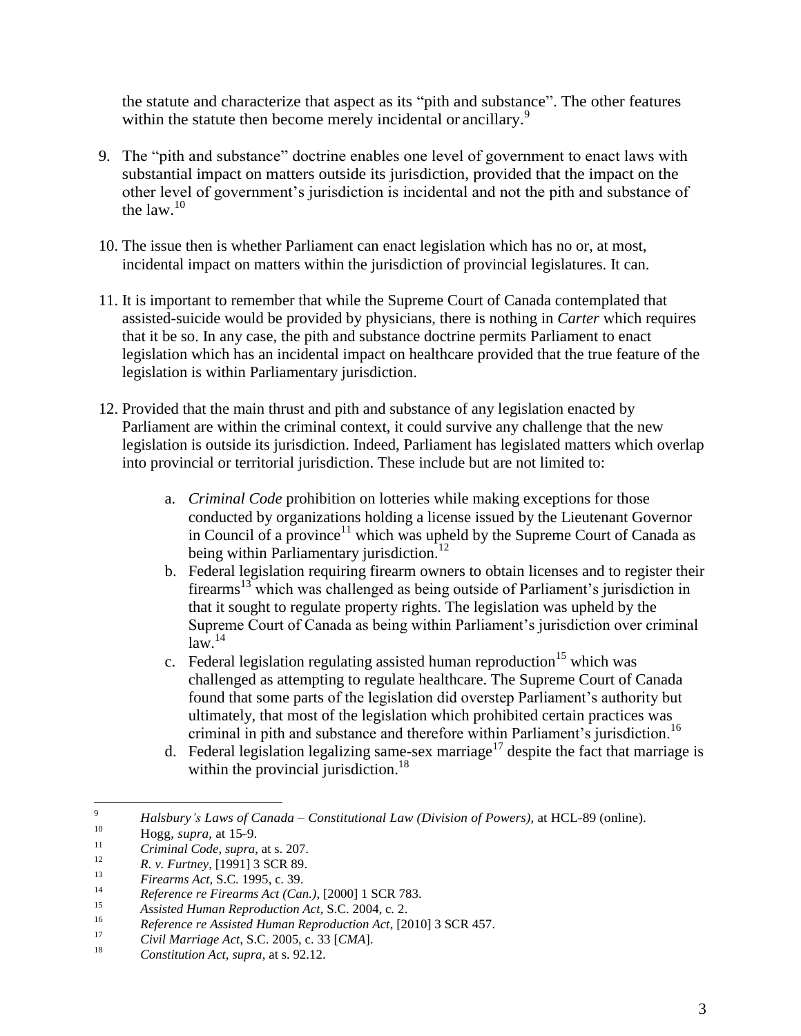the statute and characterize that aspect as its "pith and substance". The other features within the statute then become merely incidental or ancillary.[9]

9. The "pith and substance" doctrine enables one level of government to enact laws with substantial impact on matters outside its jurisdiction, provided that the impact on the other level of government's jurisdiction is incidental and not the pith and substance of the law.[10]

10. The issue then is whether Parliament can enact legislation which has no or, at most, incidental impact on matters within the jurisdiction of provincial legislatures. It can.

11. It is important to remember that while the Supreme Court of Canada contemplated that assisted-suicide would be provided by physicians, there is nothing in *Carter* which requires that it be so. In any case, the pith and substance doctrine permits Parliament to enact legislation which has an incidental impact on healthcare provided that the true feature of the legislation is within Parliamentary jurisdiction.

12. Provided that the main thrust and pith and substance of any legislation enacted by Parliament are within the criminal context, it could survive any challenge that the new legislation is outside its jurisdiction. Indeed, Parliament has legislated matters which overlap into provincial or territorial jurisdiction. These include but are not limited to:

    a. *Criminal Code* prohibition on lotteries while making exceptions for those conducted by organizations holding a license issued by the Lieutenant Governor in Council of a province[11] which was upheld by the Supreme Court of Canada as being within Parliamentary jurisdiction.[12]
    b. Federal legislation requiring firearm owners to obtain licenses and to register their firearms[13] which was challenged as being outside of Parliament's jurisdiction in that it sought to regulate property rights. The legislation was upheld by the Supreme Court of Canada as being within Parliament's jurisdiction over criminal law.[14]
    c. Federal legislation regulating assisted human reproduction[15] which was challenged as attempting to regulate healthcare. The Supreme Court of Canada found that some parts of the legislation did overstep Parliament's authority but ultimately, that most of the legislation which prohibited certain practices was criminal in pith and substance and therefore within Parliament's jurisdiction.[16]
    d. Federal legislation legalizing same-sex marriage[17] despite the fact that marriage is within the provincial jurisdiction.[18]

---

[9] *Halsbury's Laws of Canada – Constitutional Law (Division of Powers)*, at HCL-89 (online).

[10] Hogg, *supra*, at 15-9.

[11] *Criminal Code, supra*, at s. 207.

[12] *R. v. Furtney*, [1991] 3 SCR 89.

[13] *Firearms Act*, S.C. 1995, c. 39.

[14] *Reference re Firearms Act (Can.)*, [2000] 1 SCR 783.

[15] *Assisted Human Reproduction Act*, S.C. 2004, c. 2.

[16] *Reference re Assisted Human Reproduction Act*, [2010] 3 SCR 457.

[17] *Civil Marriage Act*, S.C. 2005, c. 33 [*CMA*].

[18] *Constitution Act, supra*, at s. 92.12.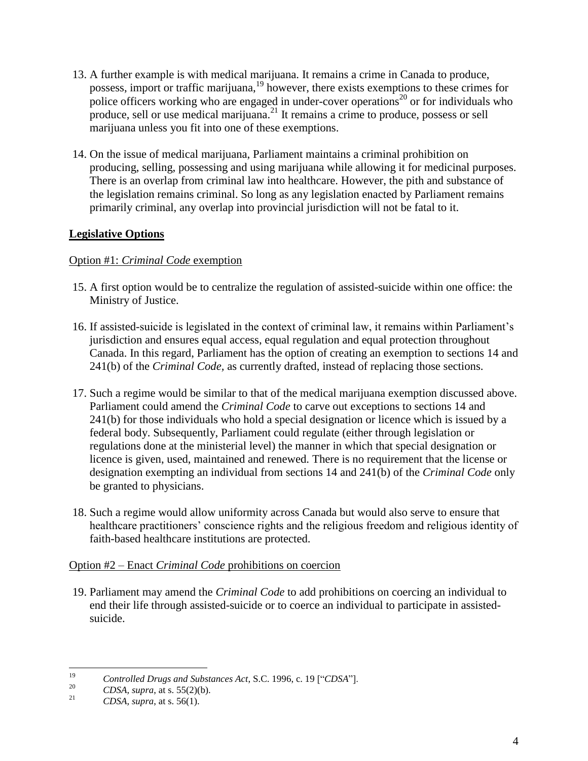13. A further example is with medical marijuana. It remains a crime in Canada to produce, possess, import or traffic marijuana,[19] however, there exists exemptions to these crimes for police officers working who are engaged in under-cover operations[20] or for individuals who produce, sell or use medical marijuana.[21] It remains a crime to produce, possess or sell marijuana unless you fit into one of these exemptions.

14. On the issue of medical marijuana, Parliament maintains a criminal prohibition on producing, selling, possessing and using marijuana while allowing it for medicinal purposes. There is an overlap from criminal law into healthcare. However, the pith and substance of the legislation remains criminal. So long as any legislation enacted by Parliament remains primarily criminal, any overlap into provincial jurisdiction will not be fatal to it.

## Legislative Options

### Option #1: *Criminal Code* exemption

15. A first option would be to centralize the regulation of assisted-suicide within one office: the Ministry of Justice.

16. If assisted-suicide is legislated in the context of criminal law, it remains within Parliament's jurisdiction and ensures equal access, equal regulation and equal protection throughout Canada. In this regard, Parliament has the option of creating an exemption to sections 14 and 241(b) of the *Criminal Code,* as currently drafted, instead of replacing those sections.

17. Such a regime would be similar to that of the medical marijuana exemption discussed above. Parliament could amend the *Criminal Code* to carve out exceptions to sections 14 and 241(b) for those individuals who hold a special designation or licence which is issued by a federal body. Subsequently, Parliament could regulate (either through legislation or regulations done at the ministerial level) the manner in which that special designation or licence is given, used, maintained and renewed. There is no requirement that the license or designation exempting an individual from sections 14 and 241(b) of the *Criminal Code* only be granted to physicians.

18. Such a regime would allow uniformity across Canada but would also serve to ensure that healthcare practitioners' conscience rights and the religious freedom and religious identity of faith-based healthcare institutions are protected.

### Option #2 – Enact *Criminal Code* prohibitions on coercion

19. Parliament may amend the *Criminal Code* to add prohibitions on coercing an individual to end their life through assisted-suicide or to coerce an individual to participate in assisted-suicide.

---

[19] *Controlled Drugs and Substances Act*, S.C. 1996, c. 19 ["*CDSA*"].

[20] *CDSA*, *supra*, at s. 55(2)(b).

[21] *CDSA*, *supra*, at s. 56(1).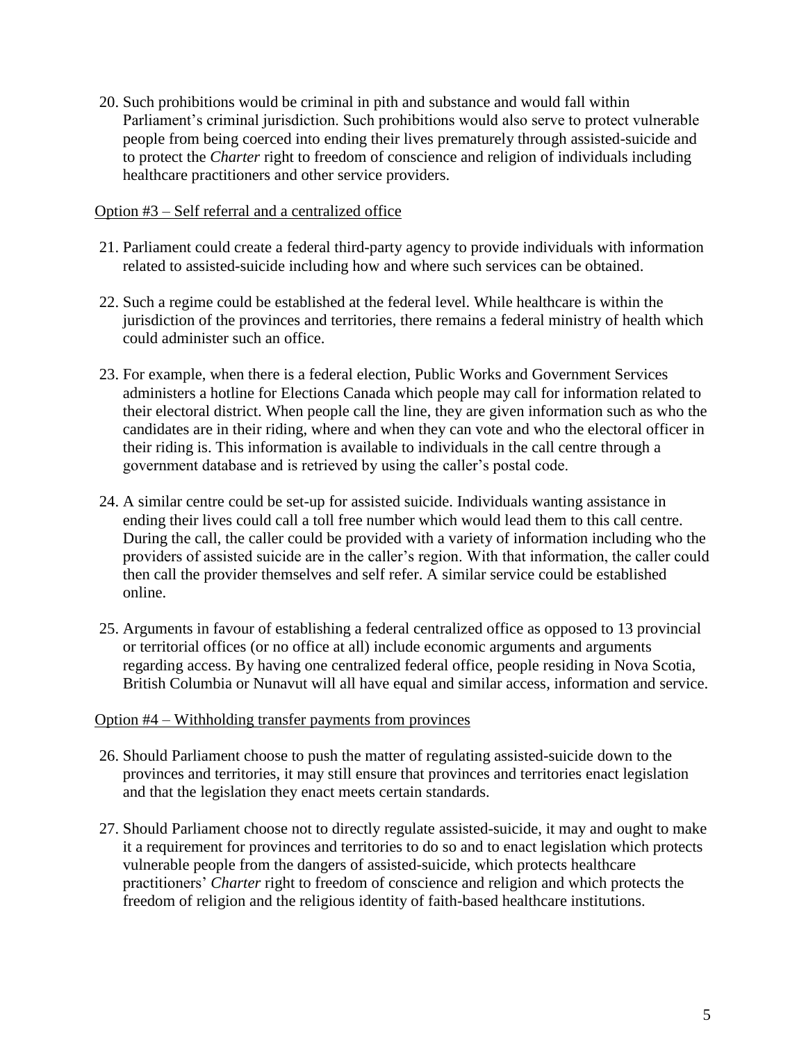20. Such prohibitions would be criminal in pith and substance and would fall within Parliament's criminal jurisdiction. Such prohibitions would also serve to protect vulnerable people from being coerced into ending their lives prematurely through assisted-suicide and to protect the *Charter* right to freedom of conscience and religion of individuals including healthcare practitioners and other service providers.

Option #3 – Self referral and a centralized office

21. Parliament could create a federal third-party agency to provide individuals with information related to assisted-suicide including how and where such services can be obtained.

22. Such a regime could be established at the federal level. While healthcare is within the jurisdiction of the provinces and territories, there remains a federal ministry of health which could administer such an office.

23. For example, when there is a federal election, Public Works and Government Services administers a hotline for Elections Canada which people may call for information related to their electoral district. When people call the line, they are given information such as who the candidates are in their riding, where and when they can vote and who the electoral officer in their riding is. This information is available to individuals in the call centre through a government database and is retrieved by using the caller's postal code.

24. A similar centre could be set-up for assisted suicide. Individuals wanting assistance in ending their lives could call a toll free number which would lead them to this call centre. During the call, the caller could be provided with a variety of information including who the providers of assisted suicide are in the caller's region. With that information, the caller could then call the provider themselves and self refer. A similar service could be established online.

25. Arguments in favour of establishing a federal centralized office as opposed to 13 provincial or territorial offices (or no office at all) include economic arguments and arguments regarding access. By having one centralized federal office, people residing in Nova Scotia, British Columbia or Nunavut will all have equal and similar access, information and service.

Option #4 – Withholding transfer payments from provinces

26. Should Parliament choose to push the matter of regulating assisted-suicide down to the provinces and territories, it may still ensure that provinces and territories enact legislation and that the legislation they enact meets certain standards.

27. Should Parliament choose not to directly regulate assisted-suicide, it may and ought to make it a requirement for provinces and territories to do so and to enact legislation which protects vulnerable people from the dangers of assisted-suicide, which protects healthcare practitioners' *Charter* right to freedom of conscience and religion and which protects the freedom of religion and the religious identity of faith-based healthcare institutions.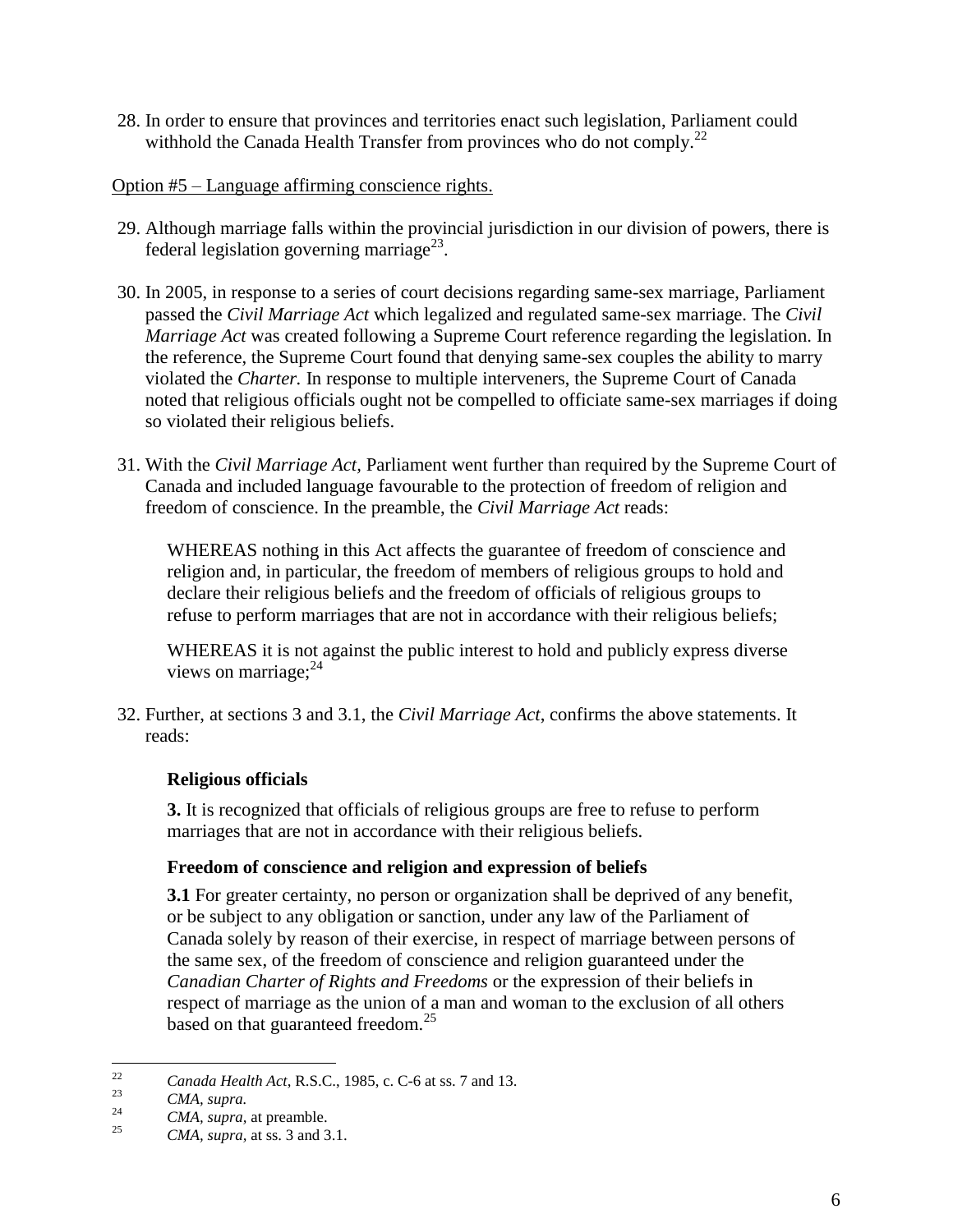28. In order to ensure that provinces and territories enact such legislation, Parliament could withhold the Canada Health Transfer from provinces who do not comply.[22]

Option #5 – Language affirming conscience rights.

29. Although marriage falls within the provincial jurisdiction in our division of powers, there is federal legislation governing marriage[23].

30. In 2005, in response to a series of court decisions regarding same-sex marriage, Parliament passed the *Civil Marriage Act* which legalized and regulated same-sex marriage. The *Civil Marriage Act* was created following a Supreme Court reference regarding the legislation. In the reference, the Supreme Court found that denying same-sex couples the ability to marry violated the *Charter.* In response to multiple interveners, the Supreme Court of Canada noted that religious officials ought not be compelled to officiate same-sex marriages if doing so violated their religious beliefs.

31. With the *Civil Marriage Act*, Parliament went further than required by the Supreme Court of Canada and included language favourable to the protection of freedom of religion and freedom of conscience. In the preamble, the *Civil Marriage Act* reads:

> WHEREAS nothing in this Act affects the guarantee of freedom of conscience and religion and, in particular, the freedom of members of religious groups to hold and declare their religious beliefs and the freedom of officials of religious groups to refuse to perform marriages that are not in accordance with their religious beliefs;
>
> WHEREAS it is not against the public interest to hold and publicly express diverse views on marriage;[24]

32. Further, at sections 3 and 3.1, the *Civil Marriage Act*, confirms the above statements. It reads:

> **Religious officials**
>
> **3.** It is recognized that officials of religious groups are free to refuse to perform marriages that are not in accordance with their religious beliefs.
>
> **Freedom of conscience and religion and expression of beliefs**
>
> **3.1** For greater certainty, no person or organization shall be deprived of any benefit, or be subject to any obligation or sanction, under any law of the Parliament of Canada solely by reason of their exercise, in respect of marriage between persons of the same sex, of the freedom of conscience and religion guaranteed under the *Canadian Charter of Rights and Freedoms* or the expression of their beliefs in respect of marriage as the union of a man and woman to the exclusion of all others based on that guaranteed freedom.[25]

---

[22] *Canada Health Act*, R.S.C., 1985, c. C-6 at ss. 7 and 13.

[23] *CMA, supra.*

[24] *CMA, supra*, at preamble.

[25] *CMA, supra*, at ss. 3 and 3.1.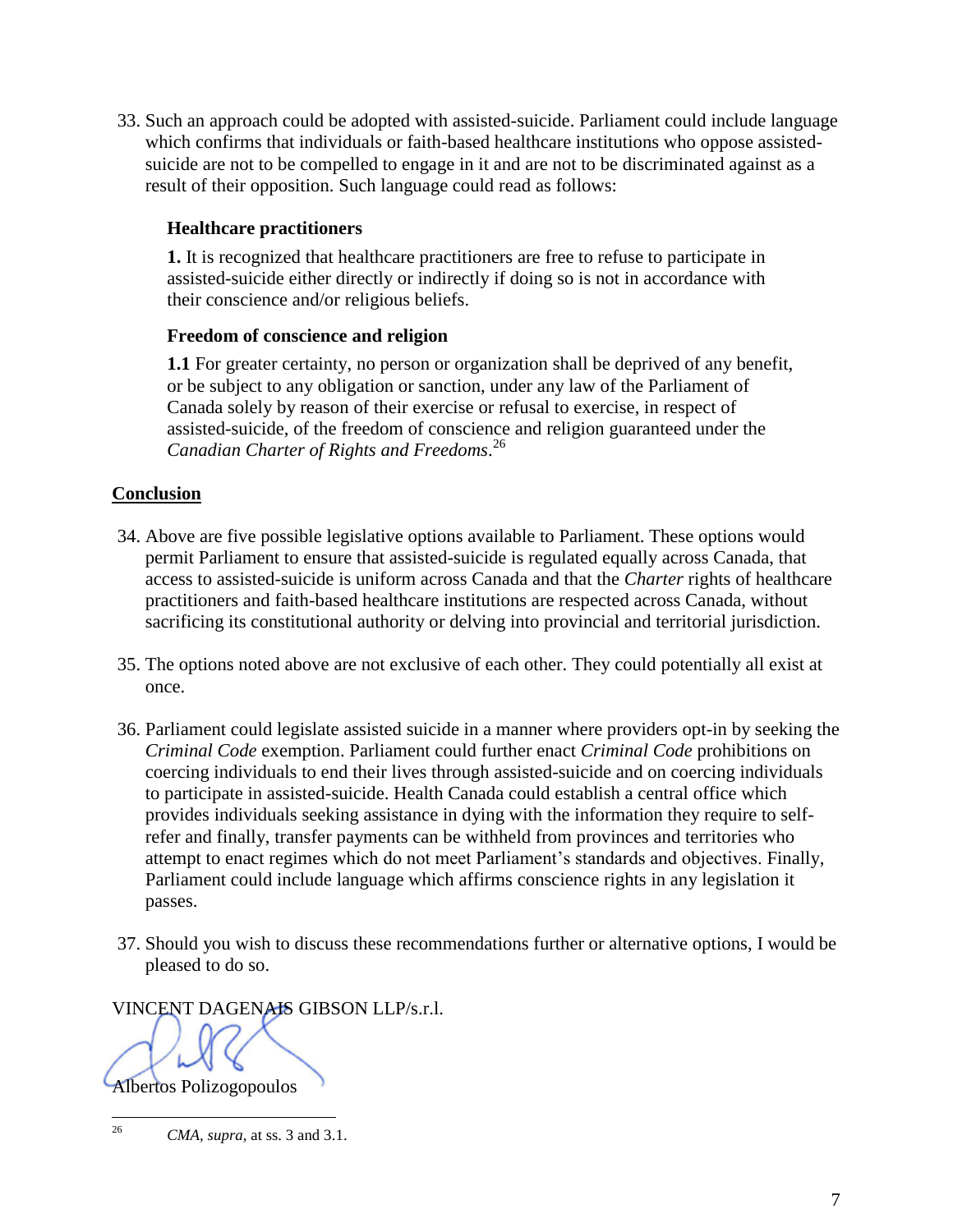33. Such an approach could be adopted with assisted-suicide. Parliament could include language which confirms that individuals or faith-based healthcare institutions who oppose assisted-suicide are not to be compelled to engage in it and are not to be discriminated against as a result of their opposition. Such language could read as follows:

> **Healthcare practitioners**
>
> **1.** It is recognized that healthcare practitioners are free to refuse to participate in assisted-suicide either directly or indirectly if doing so is not in accordance with their conscience and/or religious beliefs.
>
> **Freedom of conscience and religion**
>
> **1.1** For greater certainty, no person or organization shall be deprived of any benefit, or be subject to any obligation or sanction, under any law of the Parliament of Canada solely by reason of their exercise or refusal to exercise, in respect of assisted-suicide, of the freedom of conscience and religion guaranteed under the *Canadian Charter of Rights and Freedoms*.[26]

## Conclusion

34. Above are five possible legislative options available to Parliament. These options would permit Parliament to ensure that assisted-suicide is regulated equally across Canada, that access to assisted-suicide is uniform across Canada and that the *Charter* rights of healthcare practitioners and faith-based healthcare institutions are respected across Canada, without sacrificing its constitutional authority or delving into provincial and territorial jurisdiction.

35. The options noted above are not exclusive of each other. They could potentially all exist at once.

36. Parliament could legislate assisted suicide in a manner where providers opt-in by seeking the *Criminal Code* exemption. Parliament could further enact *Criminal Code* prohibitions on coercing individuals to end their lives through assisted-suicide and on coercing individuals to participate in assisted-suicide. Health Canada could establish a central office which provides individuals seeking assistance in dying with the information they require to self-refer and finally, transfer payments can be withheld from provinces and territories who attempt to enact regimes which do not meet Parliament's standards and objectives. Finally, Parliament could include language which affirms conscience rights in any legislation it passes.

37. Should you wish to discuss these recommendations further or alternative options, I would be pleased to do so.

VINCENT DAGENAIS GIBSON LLP/s.r.l.

Albertos Polizogopoulos

---

[26] *CMA*, *supra*, at ss. 3 and 3.1.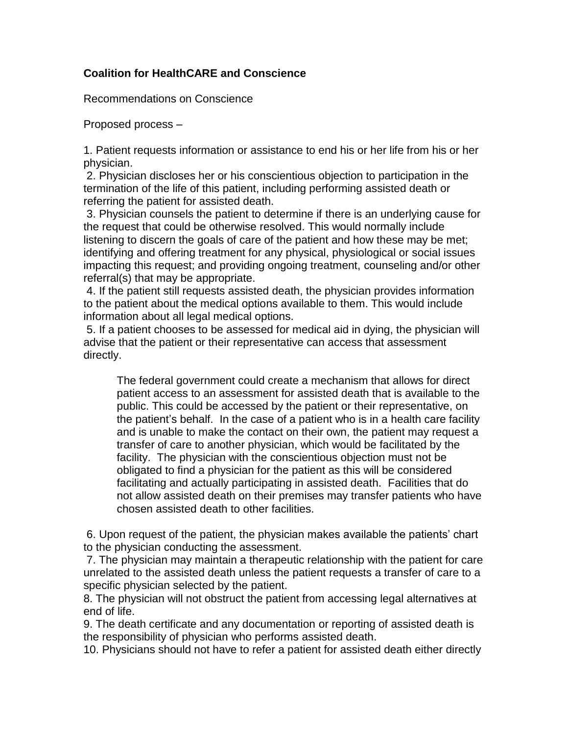**Coalition for HealthCARE and Conscience**

Recommendations on Conscience

Proposed process –

1. Patient requests information or assistance to end his or her life from his or her physician.
2. Physician discloses her or his conscientious objection to participation in the termination of the life of this patient, including performing assisted death or referring the patient for assisted death.
3. Physician counsels the patient to determine if there is an underlying cause for the request that could be otherwise resolved. This would normally include listening to discern the goals of care of the patient and how these may be met; identifying and offering treatment for any physical, physiological or social issues impacting this request; and providing ongoing treatment, counseling and/or other referral(s) that may be appropriate.
4. If the patient still requests assisted death, the physician provides information to the patient about the medical options available to them. This would include information about all legal medical options.
5. If a patient chooses to be assessed for medical aid in dying, the physician will advise that the patient or their representative can access that assessment directly.

   The federal government could create a mechanism that allows for direct patient access to an assessment for assisted death that is available to the public. This could be accessed by the patient or their representative, on the patient's behalf. In the case of a patient who is in a health care facility and is unable to make the contact on their own, the patient may request a transfer of care to another physician, which would be facilitated by the facility. The physician with the conscientious objection must not be obligated to find a physician for the patient as this will be considered facilitating and actually participating in assisted death. Facilities that do not allow assisted death on their premises may transfer patients who have chosen assisted death to other facilities.

6. Upon request of the patient, the physician makes available the patients' chart to the physician conducting the assessment.
7. The physician may maintain a therapeutic relationship with the patient for care unrelated to the assisted death unless the patient requests a transfer of care to a specific physician selected by the patient.
8. The physician will not obstruct the patient from accessing legal alternatives at end of life.
9. The death certificate and any documentation or reporting of assisted death is the responsibility of physician who performs assisted death.
10. Physicians should not have to refer a patient for assisted death either directly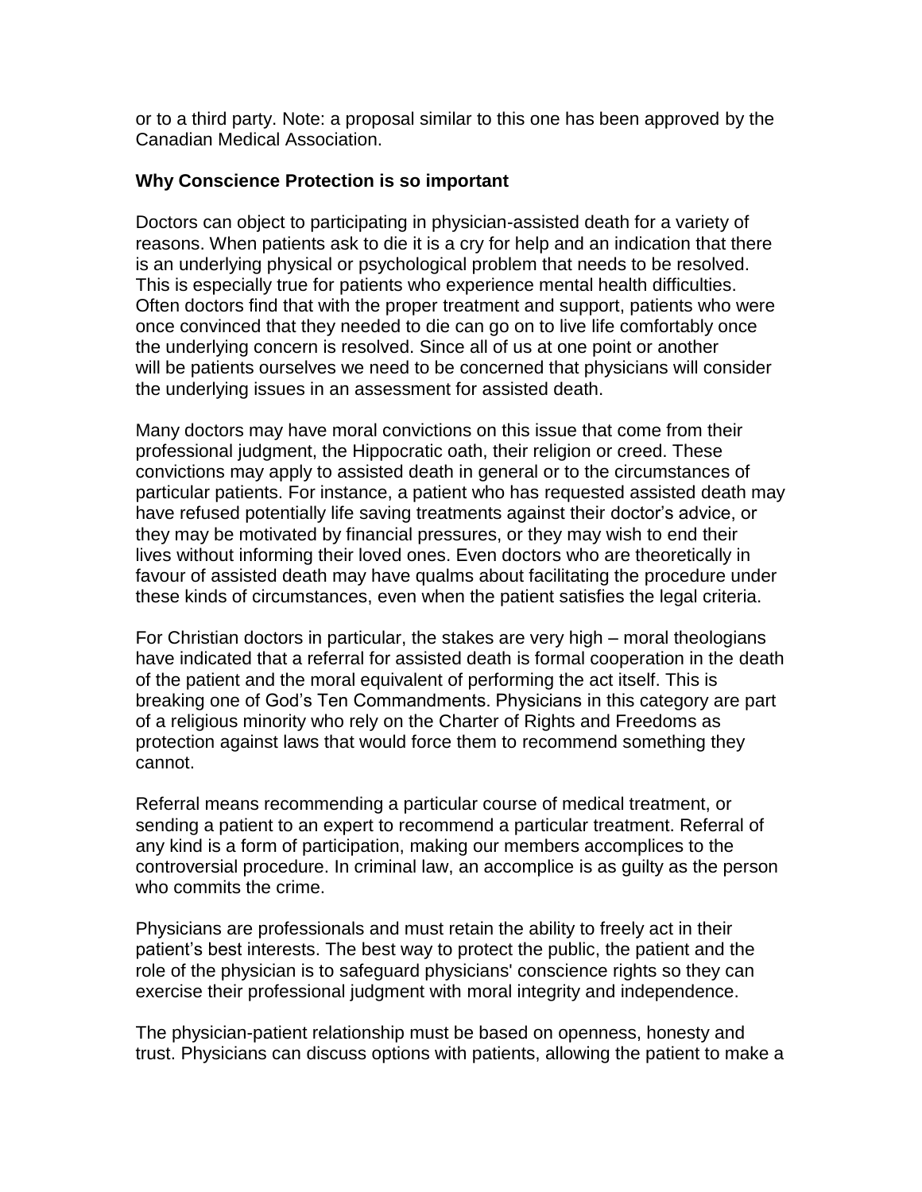or to a third party. Note: a proposal similar to this one has been approved by the Canadian Medical Association.

**Why Conscience Protection is so important**

Doctors can object to participating in physician-assisted death for a variety of reasons. When patients ask to die it is a cry for help and an indication that there is an underlying physical or psychological problem that needs to be resolved. This is especially true for patients who experience mental health difficulties. Often doctors find that with the proper treatment and support, patients who were once convinced that they needed to die can go on to live life comfortably once the underlying concern is resolved. Since all of us at one point or another will be patients ourselves we need to be concerned that physicians will consider the underlying issues in an assessment for assisted death.

Many doctors may have moral convictions on this issue that come from their professional judgment, the Hippocratic oath, their religion or creed. These convictions may apply to assisted death in general or to the circumstances of particular patients. For instance, a patient who has requested assisted death may have refused potentially life saving treatments against their doctor's advice, or they may be motivated by financial pressures, or they may wish to end their lives without informing their loved ones. Even doctors who are theoretically in favour of assisted death may have qualms about facilitating the procedure under these kinds of circumstances, even when the patient satisfies the legal criteria.

For Christian doctors in particular, the stakes are very high – moral theologians have indicated that a referral for assisted death is formal cooperation in the death of the patient and the moral equivalent of performing the act itself. This is breaking one of God's Ten Commandments. Physicians in this category are part of a religious minority who rely on the Charter of Rights and Freedoms as protection against laws that would force them to recommend something they cannot.

Referral means recommending a particular course of medical treatment, or sending a patient to an expert to recommend a particular treatment. Referral of any kind is a form of participation, making our members accomplices to the controversial procedure. In criminal law, an accomplice is as guilty as the person who commits the crime.

Physicians are professionals and must retain the ability to freely act in their patient's best interests. The best way to protect the public, the patient and the role of the physician is to safeguard physicians' conscience rights so they can exercise their professional judgment with moral integrity and independence.

The physician-patient relationship must be based on openness, honesty and trust. Physicians can discuss options with patients, allowing the patient to make a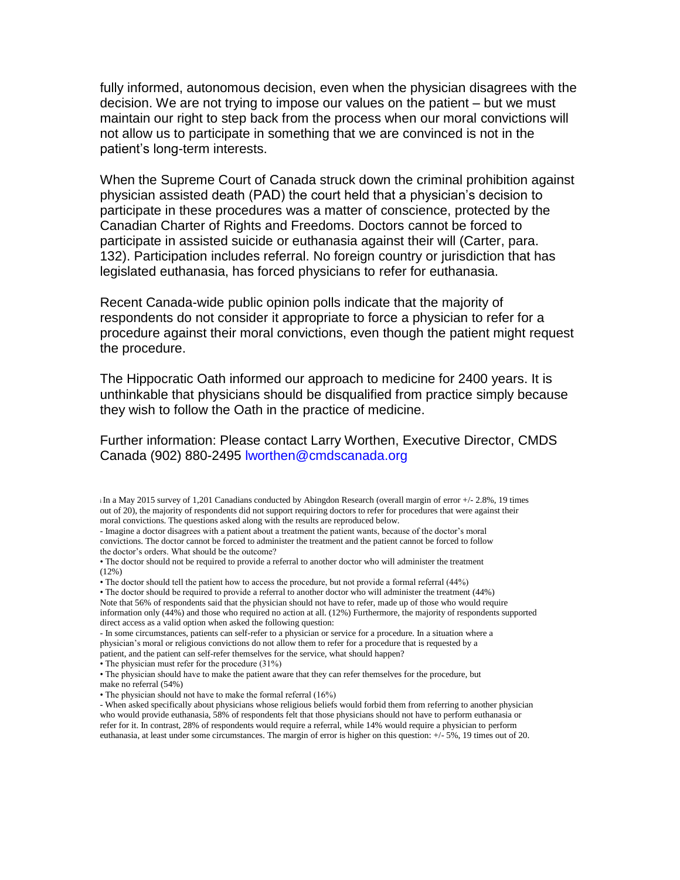fully informed, autonomous decision, even when the physician disagrees with the decision. We are not trying to impose our values on the patient – but we must maintain our right to step back from the process when our moral convictions will not allow us to participate in something that we are convinced is not in the patient's long-term interests.

When the Supreme Court of Canada struck down the criminal prohibition against physician assisted death (PAD) the court held that a physician's decision to participate in these procedures was a matter of conscience, protected by the Canadian Charter of Rights and Freedoms. Doctors cannot be forced to participate in assisted suicide or euthanasia against their will (Carter, para. 132). Participation includes referral. No foreign country or jurisdiction that has legislated euthanasia, has forced physicians to refer for euthanasia.

Recent Canada-wide public opinion polls indicate that the majority of respondents do not consider it appropriate to force a physician to refer for a procedure against their moral convictions, even though the patient might request the procedure.

The Hippocratic Oath informed our approach to medicine for 2400 years. It is unthinkable that physicians should be disqualified from practice simply because they wish to follow the Oath in the practice of medicine.

Further information: Please contact Larry Worthen, Executive Director, CMDS Canada (902) 880-2495 lworthen@cmdscanada.org

[1] In a May 2015 survey of 1,201 Canadians conducted by Abingdon Research (overall margin of error +/- 2.8%, 19 times out of 20), the majority of respondents did not support requiring doctors to refer for procedures that were against their moral convictions. The questions asked along with the results are reproduced below.

- Imagine a doctor disagrees with a patient about a treatment the patient wants, because of the doctor's moral convictions. The doctor cannot be forced to administer the treatment and the patient cannot be forced to follow the doctor's orders. What should be the outcome?

• The doctor should not be required to provide a referral to another doctor who will administer the treatment (12%)

• The doctor should tell the patient how to access the procedure, but not provide a formal referral (44%)

• The doctor should be required to provide a referral to another doctor who will administer the treatment (44%)

Note that 56% of respondents said that the physician should not have to refer, made up of those who would require information only (44%) and those who required no action at all. (12%) Furthermore, the majority of respondents supported direct access as a valid option when asked the following question:

- In some circumstances, patients can self-refer to a physician or service for a procedure. In a situation where a physician's moral or religious convictions do not allow them to refer for a procedure that is requested by a patient, and the patient can self-refer themselves for the service, what should happen?

• The physician must refer for the procedure (31%)

• The physician should have to make the patient aware that they can refer themselves for the procedure, but make no referral (54%)

• The physician should not have to make the formal referral (16%)

- When asked specifically about physicians whose religious beliefs would forbid them from referring to another physician who would provide euthanasia, 58% of respondents felt that those physicians should not have to perform euthanasia or refer for it. In contrast, 28% of respondents would require a referral, while 14% would require a physician to perform euthanasia, at least under some circumstances. The margin of error is higher on this question: +/- 5%, 19 times out of 20.